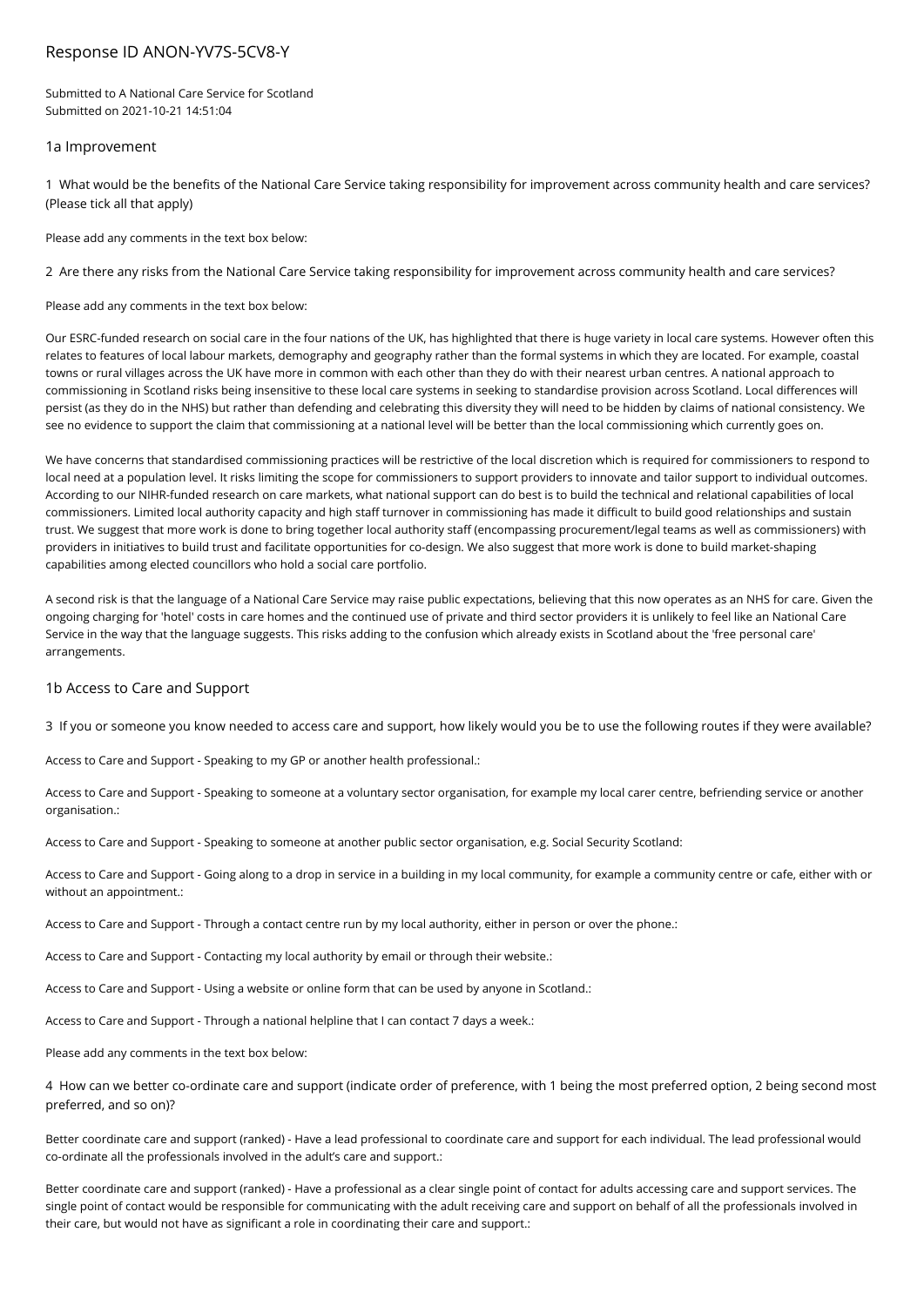# Response ID ANON-YV7S-5CV8-Y

Submitted to A National Care Service for Scotland
Submitted on 2021-10-21 14:51:04

## 1a Improvement

1 What would be the benefits of the National Care Service taking responsibility for improvement across community health and care services? (Please tick all that apply)

Please add any comments in the text box below:

2 Are there any risks from the National Care Service taking responsibility for improvement across community health and care services?

Please add any comments in the text box below:

Our ESRC-funded research on social care in the four nations of the UK, has highlighted that there is huge variety in local care systems. However often this relates to features of local labour markets, demography and geography rather than the formal systems in which they are located. For example, coastal towns or rural villages across the UK have more in common with each other than they do with their nearest urban centres. A national approach to commissioning in Scotland risks being insensitive to these local care systems in seeking to standardise provision across Scotland. Local differences will persist (as they do in the NHS) but rather than defending and celebrating this diversity they will need to be hidden by claims of national consistency. We see no evidence to support the claim that commissioning at a national level will be better than the local commissioning which currently goes on.

We have concerns that standardised commissioning practices will be restrictive of the local discretion which is required for commissioners to respond to local need at a population level. It risks limiting the scope for commissioners to support providers to innovate and tailor support to individual outcomes. According to our NIHR-funded research on care markets, what national support can do best is to build the technical and relational capabilities of local commissioners. Limited local authority capacity and high staff turnover in commissioning has made it difficult to build good relationships and sustain trust. We suggest that more work is done to bring together local authority staff (encompassing procurement/legal teams as well as commissioners) with providers in initiatives to build trust and facilitate opportunities for co-design. We also suggest that more work is done to build market-shaping capabilities among elected councillors who hold a social care portfolio.

A second risk is that the language of a National Care Service may raise public expectations, believing that this now operates as an NHS for care. Given the ongoing charging for 'hotel' costs in care homes and the continued use of private and third sector providers it is unlikely to feel like an National Care Service in the way that the language suggests. This risks adding to the confusion which already exists in Scotland about the 'free personal care' arrangements.

## 1b Access to Care and Support

3 If you or someone you know needed to access care and support, how likely would you be to use the following routes if they were available?

Access to Care and Support - Speaking to my GP or another health professional.:

Access to Care and Support - Speaking to someone at a voluntary sector organisation, for example my local carer centre, befriending service or another organisation.:

Access to Care and Support - Speaking to someone at another public sector organisation, e.g. Social Security Scotland:

Access to Care and Support - Going along to a drop in service in a building in my local community, for example a community centre or cafe, either with or without an appointment.:

Access to Care and Support - Through a contact centre run by my local authority, either in person or over the phone.:

Access to Care and Support - Contacting my local authority by email or through their website.:

Access to Care and Support - Using a website or online form that can be used by anyone in Scotland.:

Access to Care and Support - Through a national helpline that I can contact 7 days a week.:

Please add any comments in the text box below:

4 How can we better co-ordinate care and support (indicate order of preference, with 1 being the most preferred option, 2 being second most preferred, and so on)?

Better coordinate care and support (ranked) - Have a lead professional to coordinate care and support for each individual. The lead professional would co-ordinate all the professionals involved in the adult's care and support.:

Better coordinate care and support (ranked) - Have a professional as a clear single point of contact for adults accessing care and support services. The single point of contact would be responsible for communicating with the adult receiving care and support on behalf of all the professionals involved in their care, but would not have as significant a role in coordinating their care and support.: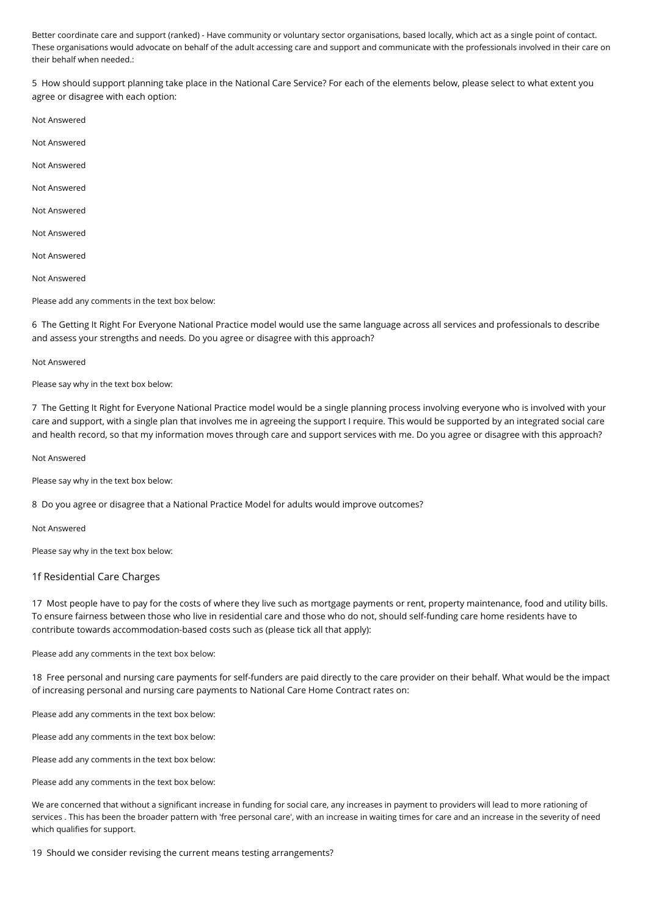Better coordinate care and support (ranked) - Have community or voluntary sector organisations, based locally, which act as a single point of contact. These organisations would advocate on behalf of the adult accessing care and support and communicate with the professionals involved in their care on their behalf when needed.:

5 How should support planning take place in the National Care Service? For each of the elements below, please select to what extent you agree or disagree with each option:

Not Answered

Not Answered

Not Answered

Not Answered

Not Answered

Not Answered

Not Answered

Not Answered

Please add any comments in the text box below:

6 The Getting It Right For Everyone National Practice model would use the same language across all services and professionals to describe and assess your strengths and needs. Do you agree or disagree with this approach?

Not Answered

Please say why in the text box below:

7 The Getting It Right for Everyone National Practice model would be a single planning process involving everyone who is involved with your care and support, with a single plan that involves me in agreeing the support I require. This would be supported by an integrated social care and health record, so that my information moves through care and support services with me. Do you agree or disagree with this approach?

Not Answered

Please say why in the text box below:

8 Do you agree or disagree that a National Practice Model for adults would improve outcomes?

Not Answered

Please say why in the text box below:

## 1f Residential Care Charges

17 Most people have to pay for the costs of where they live such as mortgage payments or rent, property maintenance, food and utility bills. To ensure fairness between those who live in residential care and those who do not, should self-funding care home residents have to contribute towards accommodation-based costs such as (please tick all that apply):

Please add any comments in the text box below:

18 Free personal and nursing care payments for self-funders are paid directly to the care provider on their behalf. What would be the impact of increasing personal and nursing care payments to National Care Home Contract rates on:

Please add any comments in the text box below:

Please add any comments in the text box below:

Please add any comments in the text box below:

Please add any comments in the text box below:

We are concerned that without a significant increase in funding for social care, any increases in payment to providers will lead to more rationing of services . This has been the broader pattern with 'free personal care', with an increase in waiting times for care and an increase in the severity of need which qualifies for support.

19 Should we consider revising the current means testing arrangements?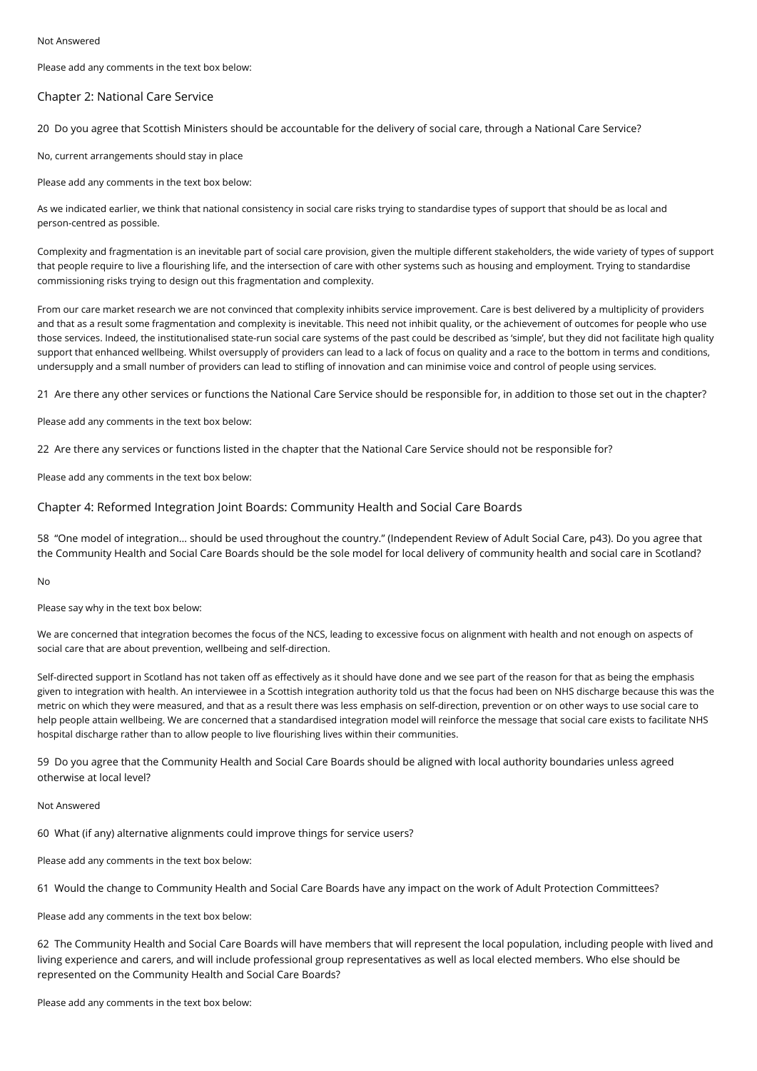Not Answered

Please add any comments in the text box below:

## Chapter 2: National Care Service

20 Do you agree that Scottish Ministers should be accountable for the delivery of social care, through a National Care Service?

No, current arrangements should stay in place

Please add any comments in the text box below:

As we indicated earlier, we think that national consistency in social care risks trying to standardise types of support that should be as local and person-centred as possible.

Complexity and fragmentation is an inevitable part of social care provision, given the multiple different stakeholders, the wide variety of types of support that people require to live a flourishing life, and the intersection of care with other systems such as housing and employment. Trying to standardise commissioning risks trying to design out this fragmentation and complexity.

From our care market research we are not convinced that complexity inhibits service improvement. Care is best delivered by a multiplicity of providers and that as a result some fragmentation and complexity is inevitable. This need not inhibit quality, or the achievement of outcomes for people who use those services. Indeed, the institutionalised state-run social care systems of the past could be described as 'simple', but they did not facilitate high quality support that enhanced wellbeing. Whilst oversupply of providers can lead to a lack of focus on quality and a race to the bottom in terms and conditions, undersupply and a small number of providers can lead to stifling of innovation and can minimise voice and control of people using services.

21 Are there any other services or functions the National Care Service should be responsible for, in addition to those set out in the chapter?

Please add any comments in the text box below:

22 Are there any services or functions listed in the chapter that the National Care Service should not be responsible for?

Please add any comments in the text box below:

## Chapter 4: Reformed Integration Joint Boards: Community Health and Social Care Boards

58 "One model of integration... should be used throughout the country." (Independent Review of Adult Social Care, p43). Do you agree that the Community Health and Social Care Boards should be the sole model for local delivery of community health and social care in Scotland?

No

Please say why in the text box below:

We are concerned that integration becomes the focus of the NCS, leading to excessive focus on alignment with health and not enough on aspects of social care that are about prevention, wellbeing and self-direction.

Self-directed support in Scotland has not taken off as effectively as it should have done and we see part of the reason for that as being the emphasis given to integration with health. An interviewee in a Scottish integration authority told us that the focus had been on NHS discharge because this was the metric on which they were measured, and that as a result there was less emphasis on self-direction, prevention or on other ways to use social care to help people attain wellbeing. We are concerned that a standardised integration model will reinforce the message that social care exists to facilitate NHS hospital discharge rather than to allow people to live flourishing lives within their communities.

59 Do you agree that the Community Health and Social Care Boards should be aligned with local authority boundaries unless agreed otherwise at local level?

Not Answered

60 What (if any) alternative alignments could improve things for service users?

Please add any comments in the text box below:

61 Would the change to Community Health and Social Care Boards have any impact on the work of Adult Protection Committees?

Please add any comments in the text box below:

62 The Community Health and Social Care Boards will have members that will represent the local population, including people with lived and living experience and carers, and will include professional group representatives as well as local elected members. Who else should be represented on the Community Health and Social Care Boards?

Please add any comments in the text box below: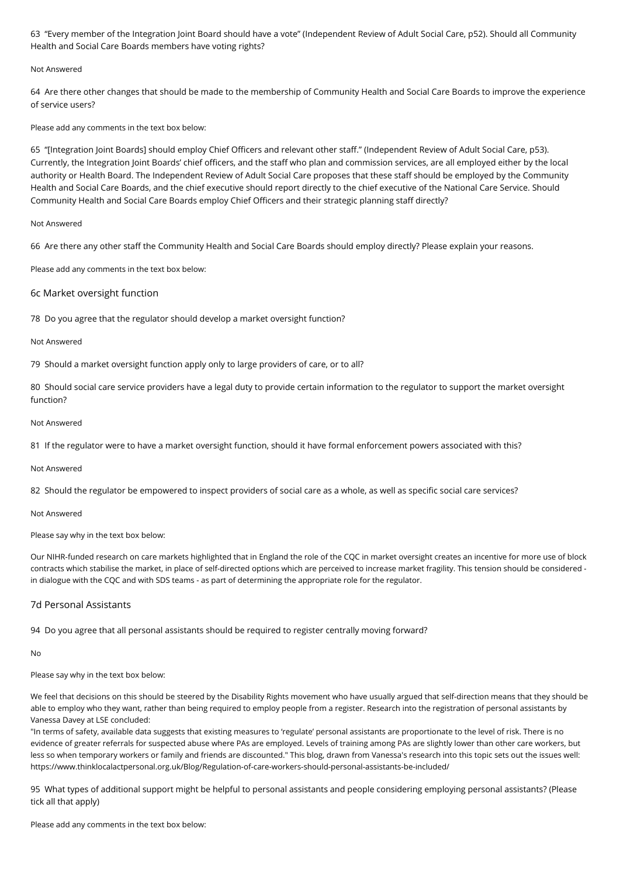63 "Every member of the Integration Joint Board should have a vote" (Independent Review of Adult Social Care, p52). Should all Community Health and Social Care Boards members have voting rights?

Not Answered

64 Are there other changes that should be made to the membership of Community Health and Social Care Boards to improve the experience of service users?

Please add any comments in the text box below:

65 "[Integration Joint Boards] should employ Chief Officers and relevant other staff." (Independent Review of Adult Social Care, p53). Currently, the Integration Joint Boards' chief officers, and the staff who plan and commission services, are all employed either by the local authority or Health Board. The Independent Review of Adult Social Care proposes that these staff should be employed by the Community Health and Social Care Boards, and the chief executive should report directly to the chief executive of the National Care Service. Should Community Health and Social Care Boards employ Chief Officers and their strategic planning staff directly?

Not Answered

66 Are there any other staff the Community Health and Social Care Boards should employ directly? Please explain your reasons.

Please add any comments in the text box below:

## 6c Market oversight function

78 Do you agree that the regulator should develop a market oversight function?

Not Answered

79 Should a market oversight function apply only to large providers of care, or to all?

80 Should social care service providers have a legal duty to provide certain information to the regulator to support the market oversight function?

Not Answered

81 If the regulator were to have a market oversight function, should it have formal enforcement powers associated with this?

Not Answered

82 Should the regulator be empowered to inspect providers of social care as a whole, as well as specific social care services?

Not Answered

Please say why in the text box below:

Our NIHR-funded research on care markets highlighted that in England the role of the CQC in market oversight creates an incentive for more use of block contracts which stabilise the market, in place of self-directed options which are perceived to increase market fragility. This tension should be considered - in dialogue with the CQC and with SDS teams - as part of determining the appropriate role for the regulator.

## 7d Personal Assistants

94 Do you agree that all personal assistants should be required to register centrally moving forward?

No

Please say why in the text box below:

We feel that decisions on this should be steered by the Disability Rights movement who have usually argued that self-direction means that they should be able to employ who they want, rather than being required to employ people from a register. Research into the registration of personal assistants by Vanessa Davey at LSE concluded:
"In terms of safety, available data suggests that existing measures to 'regulate' personal assistants are proportionate to the level of risk. There is no evidence of greater referrals for suspected abuse where PAs are employed. Levels of training among PAs are slightly lower than other care workers, but less so when temporary workers or family and friends are discounted." This blog, drawn from Vanessa's research into this topic sets out the issues well: https://www.thinklocalactpersonal.org.uk/Blog/Regulation-of-care-workers-should-personal-assistants-be-included/

95 What types of additional support might be helpful to personal assistants and people considering employing personal assistants? (Please tick all that apply)

Please add any comments in the text box below: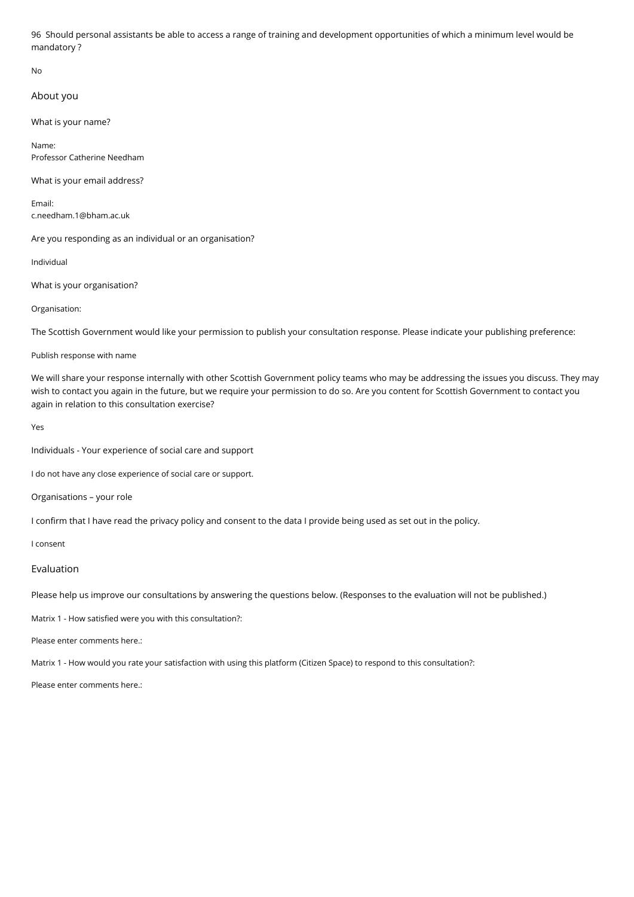96 Should personal assistants be able to access a range of training and development opportunities of which a minimum level would be mandatory ?

No

## About you

What is your name?

Name:
Professor Catherine Needham

What is your email address?

Email:
c.needham.1@bham.ac.uk

Are you responding as an individual or an organisation?

Individual

What is your organisation?

Organisation:

The Scottish Government would like your permission to publish your consultation response. Please indicate your publishing preference:

Publish response with name

We will share your response internally with other Scottish Government policy teams who may be addressing the issues you discuss. They may wish to contact you again in the future, but we require your permission to do so. Are you content for Scottish Government to contact you again in relation to this consultation exercise?

Yes

Individuals - Your experience of social care and support

I do not have any close experience of social care or support.

Organisations – your role

I confirm that I have read the privacy policy and consent to the data I provide being used as set out in the policy.

I consent

## Evaluation

Please help us improve our consultations by answering the questions below. (Responses to the evaluation will not be published.)

Matrix 1 - How satisfied were you with this consultation?:

Please enter comments here.:

Matrix 1 - How would you rate your satisfaction with using this platform (Citizen Space) to respond to this consultation?:

Please enter comments here.: